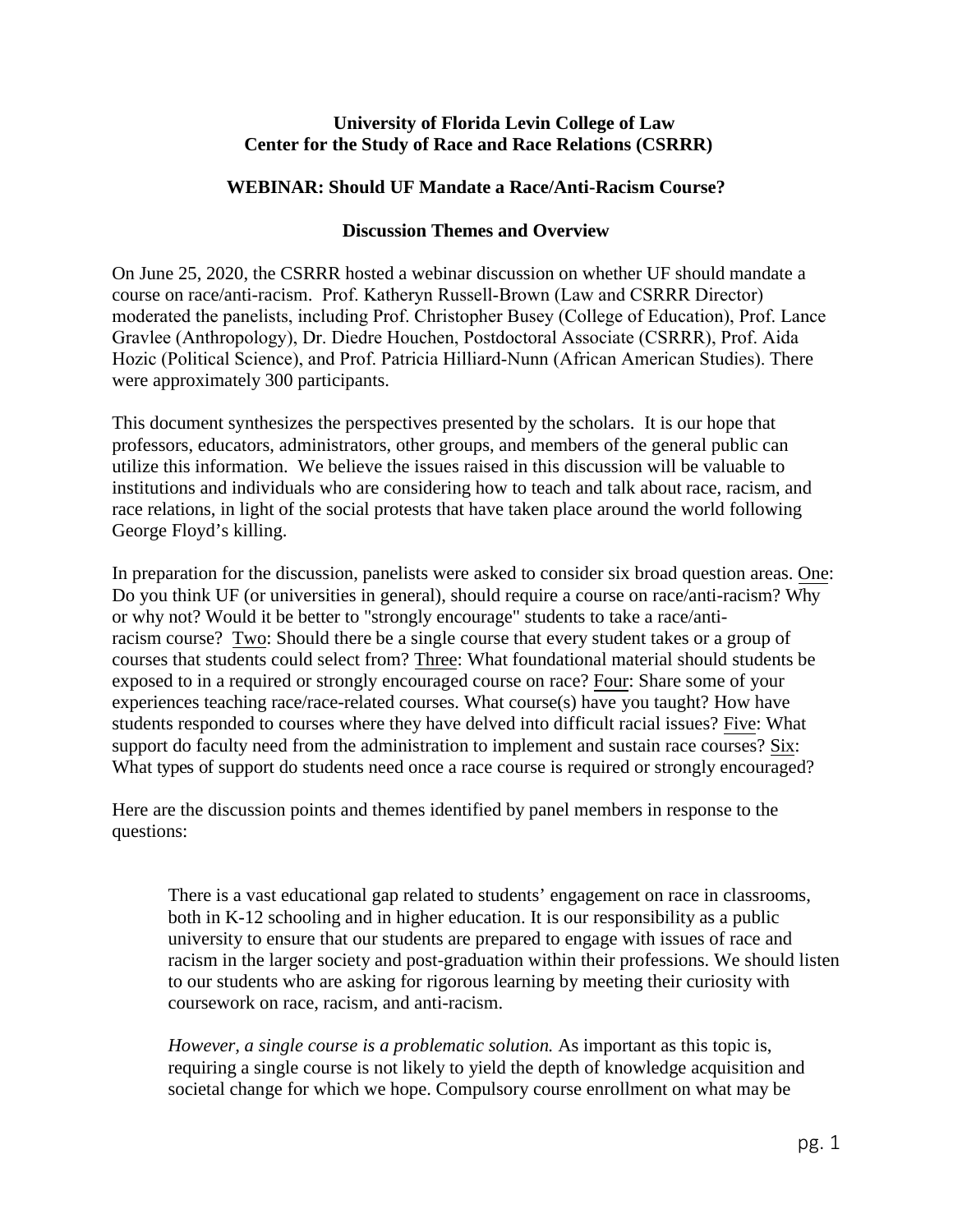**University of Florida Levin College of Law**
**Center for the Study of Race and Race Relations (CSRRR)**

**WEBINAR: Should UF Mandate a Race/Anti-Racism Course?**

**Discussion Themes and Overview**

On June 25, 2020, the CSRRR hosted a webinar discussion on whether UF should mandate a course on race/anti-racism. Prof. Katheryn Russell-Brown (Law and CSRRR Director) moderated the panelists, including Prof. Christopher Busey (College of Education), Prof. Lance Gravlee (Anthropology), Dr. Diedre Houchen, Postdoctoral Associate (CSRRR), Prof. Aida Hozic (Political Science), and Prof. Patricia Hilliard-Nunn (African American Studies). There were approximately 300 participants.

This document synthesizes the perspectives presented by the scholars. It is our hope that professors, educators, administrators, other groups, and members of the general public can utilize this information. We believe the issues raised in this discussion will be valuable to institutions and individuals who are considering how to teach and talk about race, racism, and race relations, in light of the social protests that have taken place around the world following George Floyd's killing.

In preparation for the discussion, panelists were asked to consider six broad question areas. <u>One</u>: Do you think UF (or universities in general), should require a course on race/anti-racism? Why or why not? Would it be better to "strongly encourage" students to take a race/anti-racism course? <u>Two</u>: Should there be a single course that every student takes or a group of courses that students could select from? <u>Three</u>: What foundational material should students be exposed to in a required or strongly encouraged course on race? <u>Four</u>: Share some of your experiences teaching race/race-related courses. What course(s) have you taught? How have students responded to courses where they have delved into difficult racial issues? <u>Five</u>: What support do faculty need from the administration to implement and sustain race courses? <u>Six</u>: What types of support do students need once a race course is required or strongly encouraged?

Here are the discussion points and themes identified by panel members in response to the questions:

> There is a vast educational gap related to students' engagement on race in classrooms, both in K-12 schooling and in higher education. It is our responsibility as a public university to ensure that our students are prepared to engage with issues of race and racism in the larger society and post-graduation within their professions. We should listen to our students who are asking for rigorous learning by meeting their curiosity with coursework on race, racism, and anti-racism.
>
> *However, a single course is a problematic solution.* As important as this topic is, requiring a single course is not likely to yield the depth of knowledge acquisition and societal change for which we hope. Compulsory course enrollment on what may be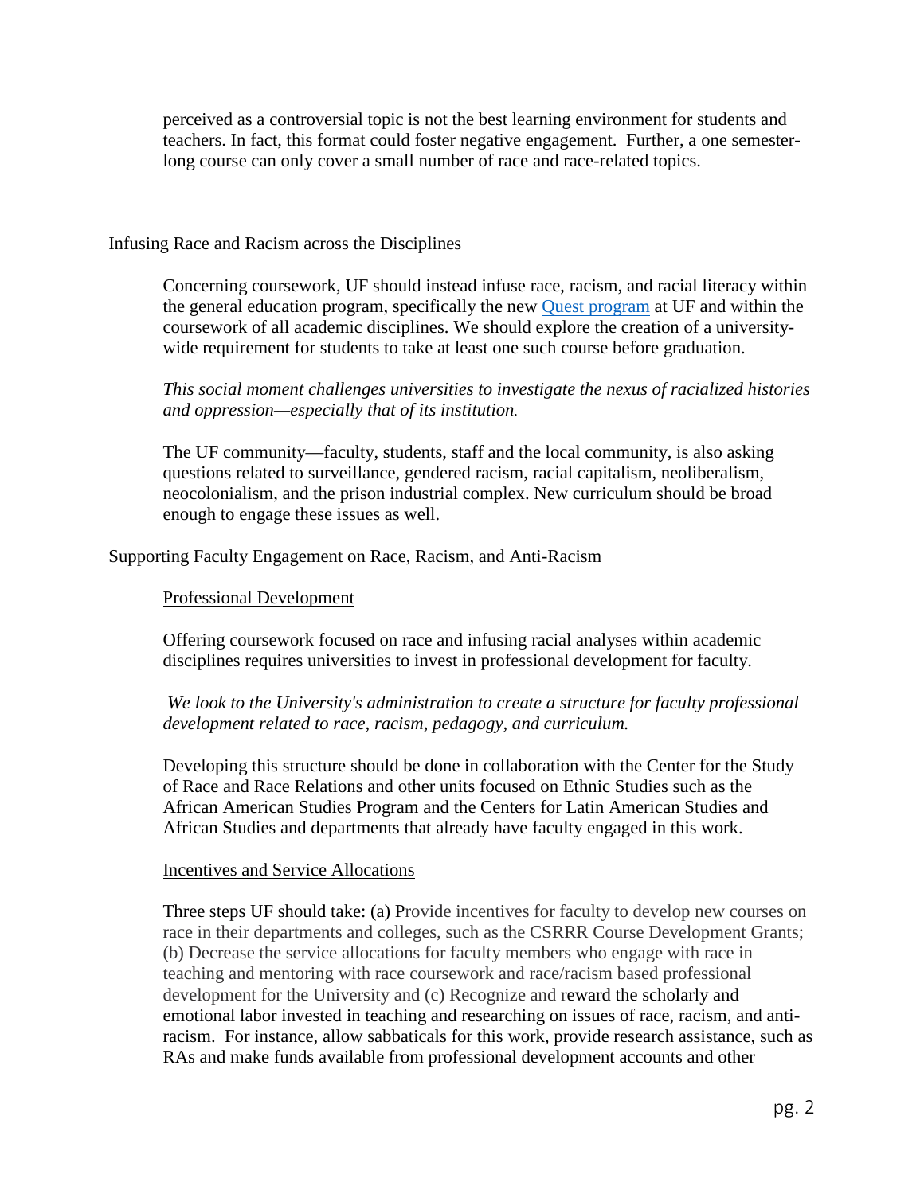perceived as a controversial topic is not the best learning environment for students and teachers. In fact, this format could foster negative engagement. Further, a one semester-long course can only cover a small number of race and race-related topics.

## Infusing Race and Racism across the Disciplines

Concerning coursework, UF should instead infuse race, racism, and racial literacy within the general education program, specifically the new Quest program at UF and within the coursework of all academic disciplines. We should explore the creation of a university-wide requirement for students to take at least one such course before graduation.

*This social moment challenges universities to investigate the nexus of racialized histories and oppression—especially that of its institution.*

The UF community—faculty, students, staff and the local community, is also asking questions related to surveillance, gendered racism, racial capitalism, neoliberalism, neocolonialism, and the prison industrial complex. New curriculum should be broad enough to engage these issues as well.

## Supporting Faculty Engagement on Race, Racism, and Anti-Racism

### Professional Development

Offering coursework focused on race and infusing racial analyses within academic disciplines requires universities to invest in professional development for faculty.

*We look to the University's administration to create a structure for faculty professional development related to race, racism, pedagogy, and curriculum.*

Developing this structure should be done in collaboration with the Center for the Study of Race and Race Relations and other units focused on Ethnic Studies such as the African American Studies Program and the Centers for Latin American Studies and African Studies and departments that already have faculty engaged in this work.

### Incentives and Service Allocations

Three steps UF should take: (a) Provide incentives for faculty to develop new courses on race in their departments and colleges, such as the CSRRR Course Development Grants; (b) Decrease the service allocations for faculty members who engage with race in teaching and mentoring with race coursework and race/racism based professional development for the University and (c) Recognize and reward the scholarly and emotional labor invested in teaching and researching on issues of race, racism, and anti-racism. For instance, allow sabbaticals for this work, provide research assistance, such as RAs and make funds available from professional development accounts and other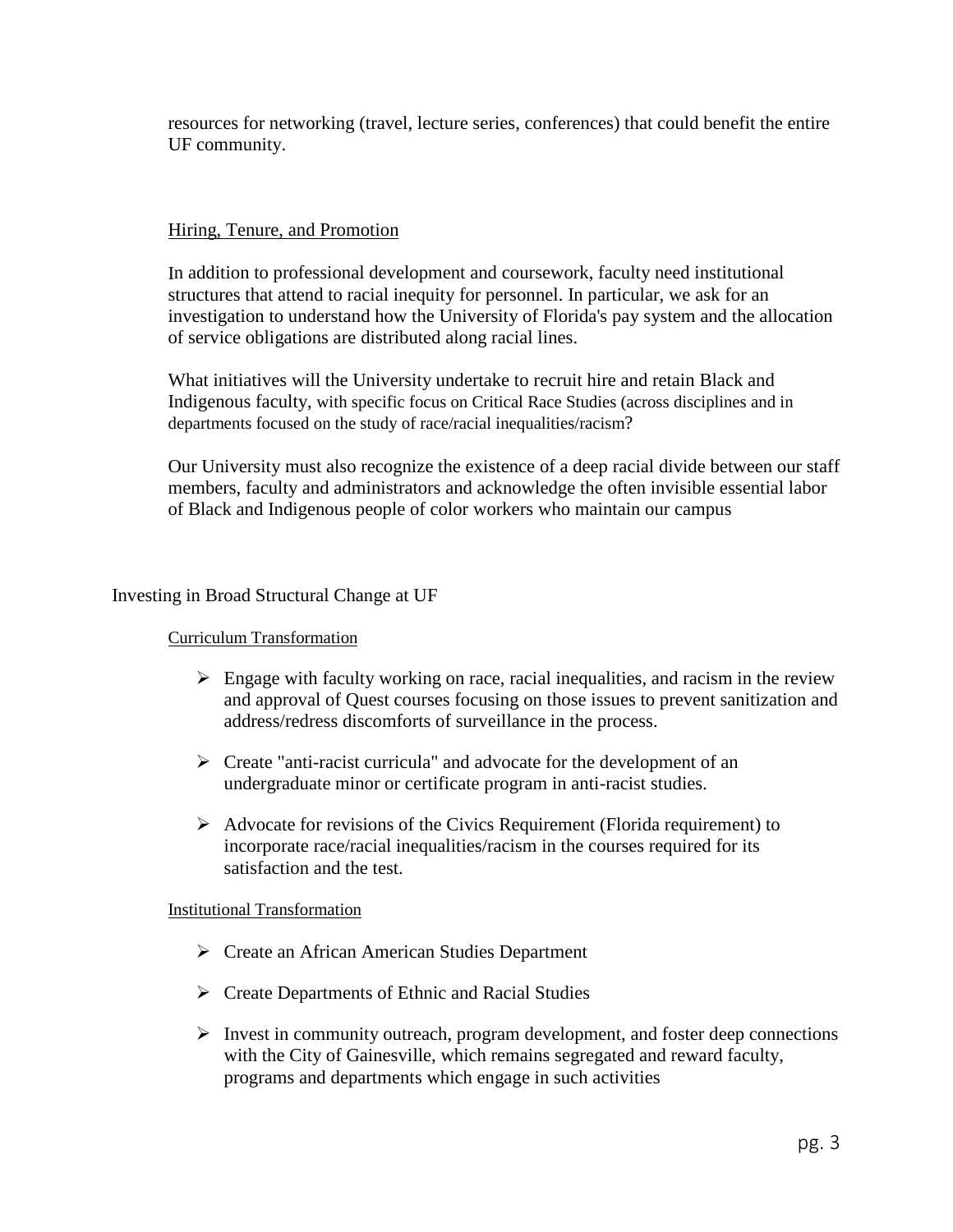resources for networking (travel, lecture series, conferences) that could benefit the entire UF community.

### Hiring, Tenure, and Promotion

In addition to professional development and coursework, faculty need institutional structures that attend to racial inequity for personnel. In particular, we ask for an investigation to understand how the University of Florida's pay system and the allocation of service obligations are distributed along racial lines.

What initiatives will the University undertake to recruit hire and retain Black and Indigenous faculty, with specific focus on Critical Race Studies (across disciplines and in departments focused on the study of race/racial inequalities/racism?

Our University must also recognize the existence of a deep racial divide between our staff members, faculty and administrators and acknowledge the often invisible essential labor of Black and Indigenous people of color workers who maintain our campus

## Investing in Broad Structural Change at UF

### Curriculum Transformation

- Engage with faculty working on race, racial inequalities, and racism in the review and approval of Quest courses focusing on those issues to prevent sanitization and address/redress discomforts of surveillance in the process.
- Create "anti-racist curricula" and advocate for the development of an undergraduate minor or certificate program in anti-racist studies.
- Advocate for revisions of the Civics Requirement (Florida requirement) to incorporate race/racial inequalities/racism in the courses required for its satisfaction and the test.

### Institutional Transformation

- Create an African American Studies Department
- Create Departments of Ethnic and Racial Studies
- Invest in community outreach, program development, and foster deep connections with the City of Gainesville, which remains segregated and reward faculty, programs and departments which engage in such activities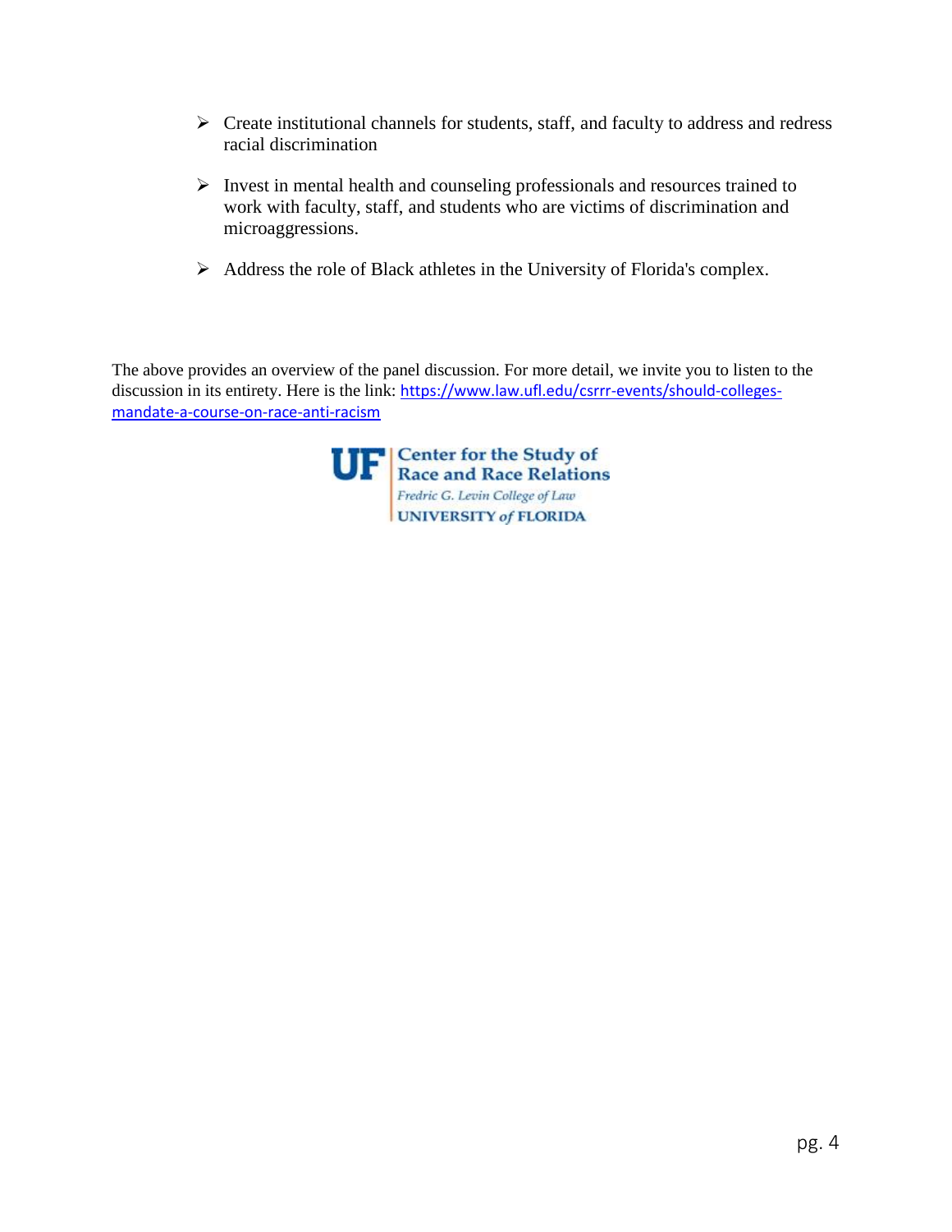- Create institutional channels for students, staff, and faculty to address and redress racial discrimination

- Invest in mental health and counseling professionals and resources trained to work with faculty, staff, and students who are victims of discrimination and microaggressions.

- Address the role of Black athletes in the University of Florida's complex.

The above provides an overview of the panel discussion. For more detail, we invite you to listen to the discussion in its entirety. Here is the link: [https://www.law.ufl.edu/csrrr-events/should-colleges-mandate-a-course-on-race-anti-racism](https://www.law.ufl.edu/csrrr-events/should-colleges-mandate-a-course-on-race-anti-racism)

**UF** | **Center for the Study of Race and Race Relations**
*Fredric G. Levin College of Law*
**UNIVERSITY *of* FLORIDA**